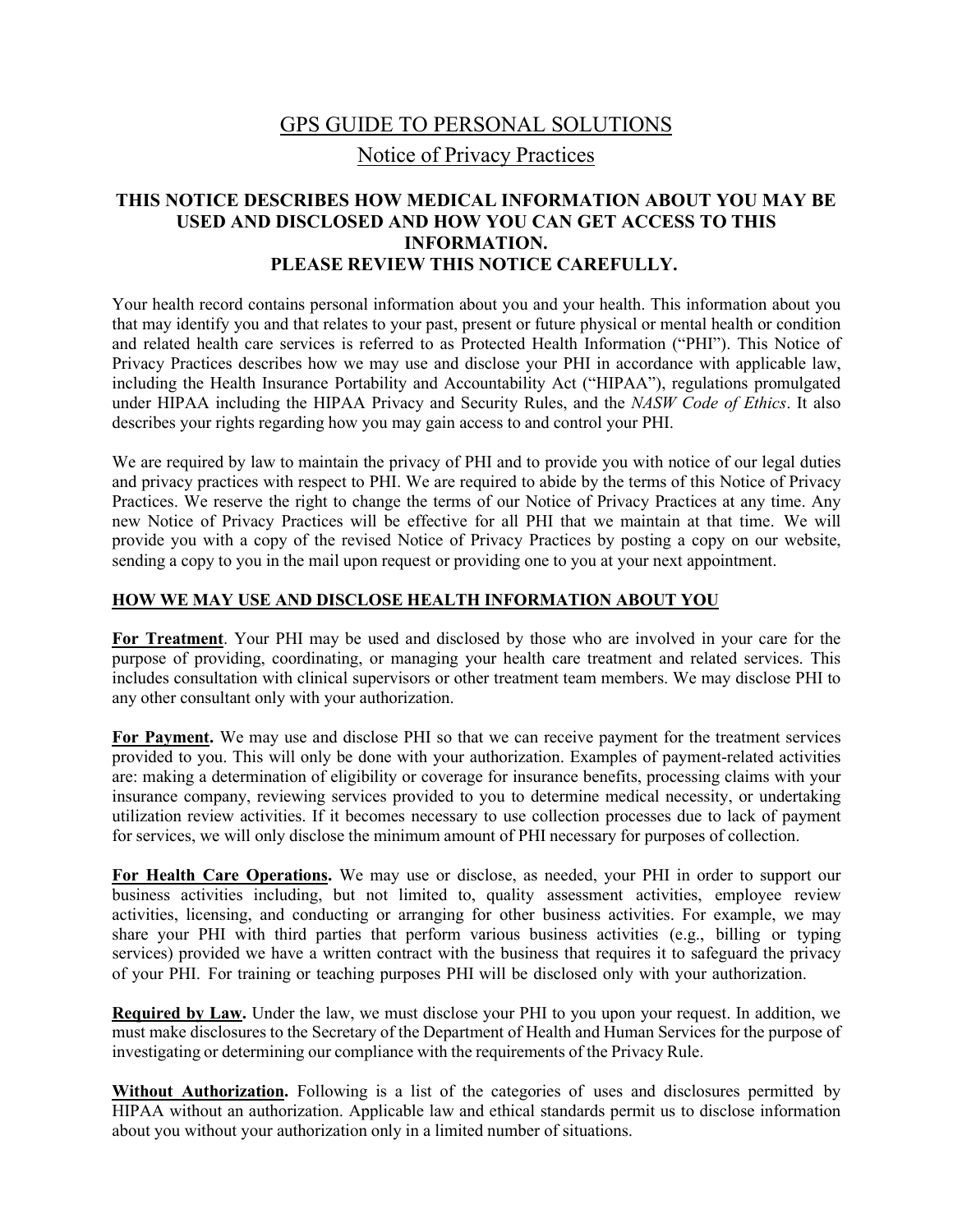# GPS GUIDE TO PERSONAL SOLUTIONS

## Notice of Privacy Practices

**THIS NOTICE DESCRIBES HOW MEDICAL INFORMATION ABOUT YOU MAY BE USED AND DISCLOSED AND HOW YOU CAN GET ACCESS TO THIS INFORMATION.**
**PLEASE REVIEW THIS NOTICE CAREFULLY.**

Your health record contains personal information about you and your health. This information about you that may identify you and that relates to your past, present or future physical or mental health or condition and related health care services is referred to as Protected Health Information ("PHI"). This Notice of Privacy Practices describes how we may use and disclose your PHI in accordance with applicable law, including the Health Insurance Portability and Accountability Act ("HIPAA"), regulations promulgated under HIPAA including the HIPAA Privacy and Security Rules, and the *NASW Code of Ethics*. It also describes your rights regarding how you may gain access to and control your PHI.

We are required by law to maintain the privacy of PHI and to provide you with notice of our legal duties and privacy practices with respect to PHI. We are required to abide by the terms of this Notice of Privacy Practices. We reserve the right to change the terms of our Notice of Privacy Practices at any time. Any new Notice of Privacy Practices will be effective for all PHI that we maintain at that time. We will provide you with a copy of the revised Notice of Privacy Practices by posting a copy on our website, sending a copy to you in the mail upon request or providing one to you at your next appointment.

### HOW WE MAY USE AND DISCLOSE HEALTH INFORMATION ABOUT YOU

**For Treatment**. Your PHI may be used and disclosed by those who are involved in your care for the purpose of providing, coordinating, or managing your health care treatment and related services. This includes consultation with clinical supervisors or other treatment team members. We may disclose PHI to any other consultant only with your authorization.

**For Payment.** We may use and disclose PHI so that we can receive payment for the treatment services provided to you. This will only be done with your authorization. Examples of payment-related activities are: making a determination of eligibility or coverage for insurance benefits, processing claims with your insurance company, reviewing services provided to you to determine medical necessity, or undertaking utilization review activities. If it becomes necessary to use collection processes due to lack of payment for services, we will only disclose the minimum amount of PHI necessary for purposes of collection.

**For Health Care Operations.** We may use or disclose, as needed, your PHI in order to support our business activities including, but not limited to, quality assessment activities, employee review activities, licensing, and conducting or arranging for other business activities. For example, we may share your PHI with third parties that perform various business activities (e.g., billing or typing services) provided we have a written contract with the business that requires it to safeguard the privacy of your PHI. For training or teaching purposes PHI will be disclosed only with your authorization.

**Required by Law.** Under the law, we must disclose your PHI to you upon your request. In addition, we must make disclosures to the Secretary of the Department of Health and Human Services for the purpose of investigating or determining our compliance with the requirements of the Privacy Rule.

**Without Authorization.** Following is a list of the categories of uses and disclosures permitted by HIPAA without an authorization. Applicable law and ethical standards permit us to disclose information about you without your authorization only in a limited number of situations.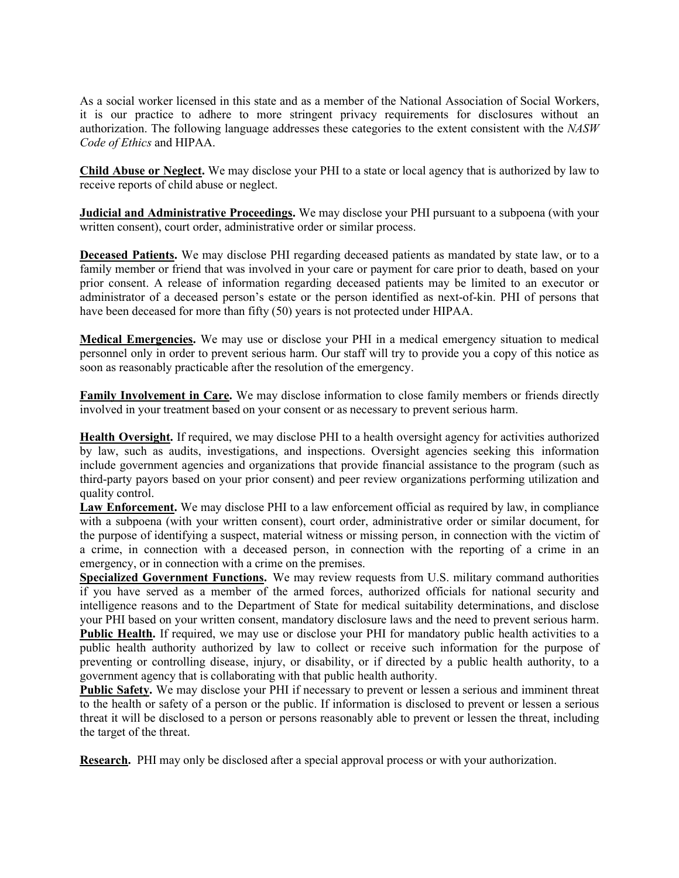As a social worker licensed in this state and as a member of the National Association of Social Workers, it is our practice to adhere to more stringent privacy requirements for disclosures without an authorization. The following language addresses these categories to the extent consistent with the *NASW Code of Ethics* and HIPAA.

**Child Abuse or Neglect.** We may disclose your PHI to a state or local agency that is authorized by law to receive reports of child abuse or neglect.

**Judicial and Administrative Proceedings.** We may disclose your PHI pursuant to a subpoena (with your written consent), court order, administrative order or similar process.

**Deceased Patients.** We may disclose PHI regarding deceased patients as mandated by state law, or to a family member or friend that was involved in your care or payment for care prior to death, based on your prior consent. A release of information regarding deceased patients may be limited to an executor or administrator of a deceased person's estate or the person identified as next-of-kin. PHI of persons that have been deceased for more than fifty (50) years is not protected under HIPAA.

**Medical Emergencies.** We may use or disclose your PHI in a medical emergency situation to medical personnel only in order to prevent serious harm. Our staff will try to provide you a copy of this notice as soon as reasonably practicable after the resolution of the emergency.

**Family Involvement in Care.** We may disclose information to close family members or friends directly involved in your treatment based on your consent or as necessary to prevent serious harm.

**Health Oversight.** If required, we may disclose PHI to a health oversight agency for activities authorized by law, such as audits, investigations, and inspections. Oversight agencies seeking this information include government agencies and organizations that provide financial assistance to the program (such as third-party payors based on your prior consent) and peer review organizations performing utilization and quality control.

**Law Enforcement.** We may disclose PHI to a law enforcement official as required by law, in compliance with a subpoena (with your written consent), court order, administrative order or similar document, for the purpose of identifying a suspect, material witness or missing person, in connection with the victim of a crime, in connection with a deceased person, in connection with the reporting of a crime in an emergency, or in connection with a crime on the premises.

**Specialized Government Functions.** We may review requests from U.S. military command authorities if you have served as a member of the armed forces, authorized officials for national security and intelligence reasons and to the Department of State for medical suitability determinations, and disclose your PHI based on your written consent, mandatory disclosure laws and the need to prevent serious harm.

**Public Health.** If required, we may use or disclose your PHI for mandatory public health activities to a public health authority authorized by law to collect or receive such information for the purpose of preventing or controlling disease, injury, or disability, or if directed by a public health authority, to a government agency that is collaborating with that public health authority.

**Public Safety.** We may disclose your PHI if necessary to prevent or lessen a serious and imminent threat to the health or safety of a person or the public. If information is disclosed to prevent or lessen a serious threat it will be disclosed to a person or persons reasonably able to prevent or lessen the threat, including the target of the threat.

**Research.** PHI may only be disclosed after a special approval process or with your authorization.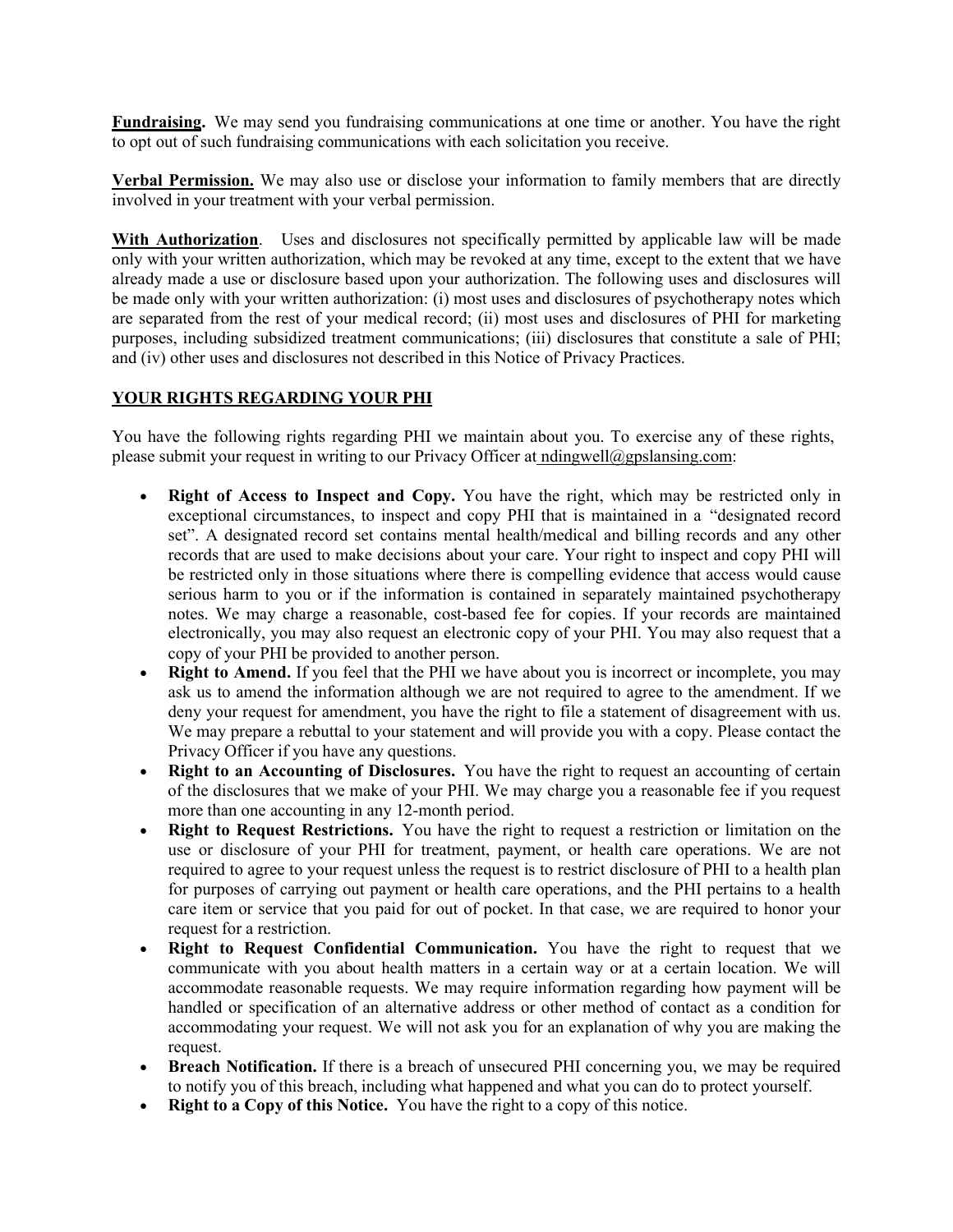**Fundraising.** We may send you fundraising communications at one time or another. You have the right to opt out of such fundraising communications with each solicitation you receive.

**Verbal Permission.** We may also use or disclose your information to family members that are directly involved in your treatment with your verbal permission.

**With Authorization**. Uses and disclosures not specifically permitted by applicable law will be made only with your written authorization, which may be revoked at any time, except to the extent that we have already made a use or disclosure based upon your authorization. The following uses and disclosures will be made only with your written authorization: (i) most uses and disclosures of psychotherapy notes which are separated from the rest of your medical record; (ii) most uses and disclosures of PHI for marketing purposes, including subsidized treatment communications; (iii) disclosures that constitute a sale of PHI; and (iv) other uses and disclosures not described in this Notice of Privacy Practices.

## YOUR RIGHTS REGARDING YOUR PHI

You have the following rights regarding PHI we maintain about you. To exercise any of these rights, please submit your request in writing to our Privacy Officer at ndingwell@gpslansing.com:

- **Right of Access to Inspect and Copy.** You have the right, which may be restricted only in exceptional circumstances, to inspect and copy PHI that is maintained in a "designated record set". A designated record set contains mental health/medical and billing records and any other records that are used to make decisions about your care. Your right to inspect and copy PHI will be restricted only in those situations where there is compelling evidence that access would cause serious harm to you or if the information is contained in separately maintained psychotherapy notes. We may charge a reasonable, cost-based fee for copies. If your records are maintained electronically, you may also request an electronic copy of your PHI. You may also request that a copy of your PHI be provided to another person.
- **Right to Amend.** If you feel that the PHI we have about you is incorrect or incomplete, you may ask us to amend the information although we are not required to agree to the amendment. If we deny your request for amendment, you have the right to file a statement of disagreement with us. We may prepare a rebuttal to your statement and will provide you with a copy. Please contact the Privacy Officer if you have any questions.
- **Right to an Accounting of Disclosures.** You have the right to request an accounting of certain of the disclosures that we make of your PHI. We may charge you a reasonable fee if you request more than one accounting in any 12-month period.
- **Right to Request Restrictions.** You have the right to request a restriction or limitation on the use or disclosure of your PHI for treatment, payment, or health care operations. We are not required to agree to your request unless the request is to restrict disclosure of PHI to a health plan for purposes of carrying out payment or health care operations, and the PHI pertains to a health care item or service that you paid for out of pocket. In that case, we are required to honor your request for a restriction.
- **Right to Request Confidential Communication.** You have the right to request that we communicate with you about health matters in a certain way or at a certain location. We will accommodate reasonable requests. We may require information regarding how payment will be handled or specification of an alternative address or other method of contact as a condition for accommodating your request. We will not ask you for an explanation of why you are making the request.
- **Breach Notification.** If there is a breach of unsecured PHI concerning you, we may be required to notify you of this breach, including what happened and what you can do to protect yourself.
- **Right to a Copy of this Notice.** You have the right to a copy of this notice.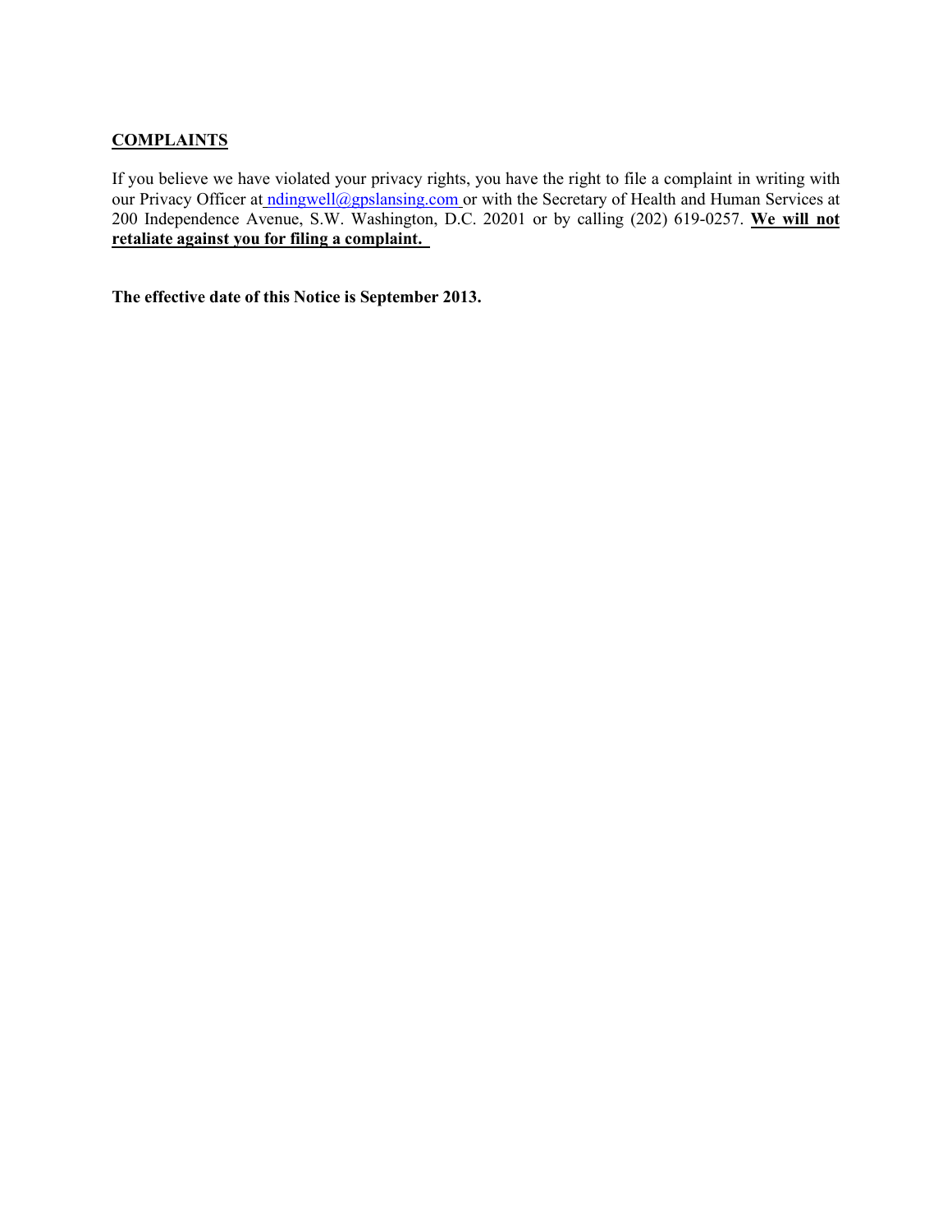**COMPLAINTS**

If you believe we have violated your privacy rights, you have the right to file a complaint in writing with our Privacy Officer at ndingwell@gpslansing.com or with the Secretary of Health and Human Services at 200 Independence Avenue, S.W. Washington, D.C. 20201 or by calling (202) 619-0257. **We will not retaliate against you for filing a complaint.**

**The effective date of this Notice is September 2013.**